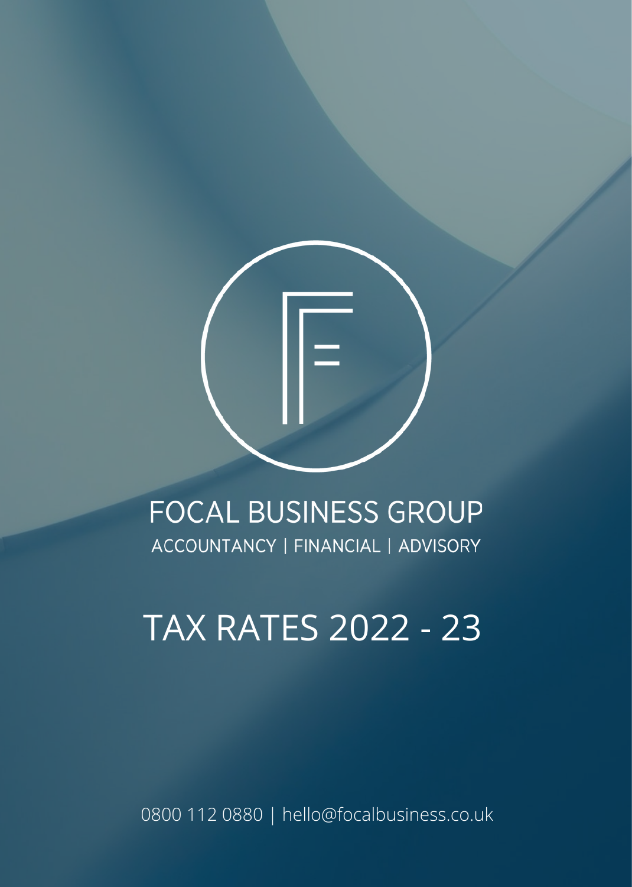# FOCAL BUSINESS GROUP

ACCOUNTANCY | FINANCIAL | ADVISORY

# TAX RATES 2022 - 23

0800 112 0880 | hello@focalbusiness.co.uk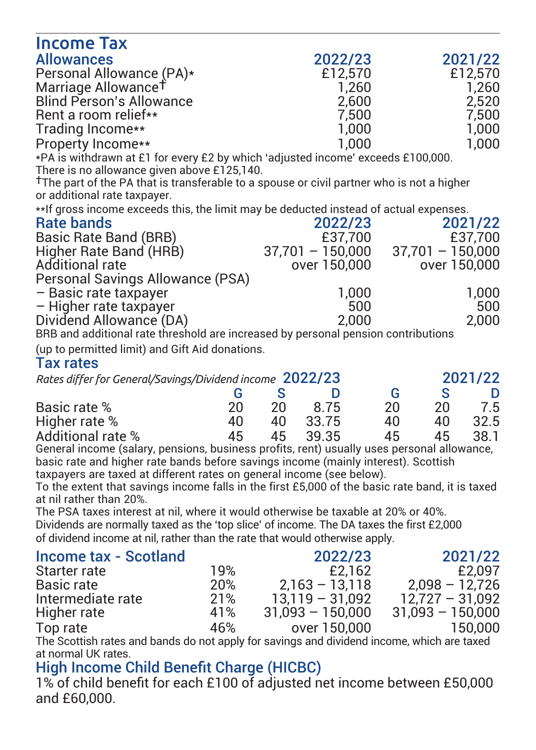# Income Tax

## Allowances

| Allowances | 2022/23 | 2021/22 |
|---|---|---|
| Personal Allowance (PA)* | £12,570 | £12,570 |
| Marriage Allowance† | 1,260 | 1,260 |
| Blind Person's Allowance | 2,600 | 2,520 |
| Rent a room relief** | 7,500 | 7,500 |
| Trading Income** | 1,000 | 1,000 |
| Property Income** | 1,000 | 1,000 |

*PA is withdrawn at £1 for every £2 by which 'adjusted income' exceeds £100,000. There is no allowance given above £125,140.

†The part of the PA that is transferable to a spouse or civil partner who is not a higher or additional rate taxpayer.

**If gross income exceeds this, the limit may be deducted instead of actual expenses.

## Rate bands

| Rate bands | 2022/23 | 2021/22 |
|---|---|---|
| Basic Rate Band (BRB) | £37,700 | £37,700 |
| Higher Rate Band (HRB) | 37,701 – 150,000 | 37,701 – 150,000 |
| Additional rate | over 150,000 | over 150,000 |
| Personal Savings Allowance (PSA) | | |
| – Basic rate taxpayer | 1,000 | 1,000 |
| – Higher rate taxpayer | 500 | 500 |
| Dividend Allowance (DA) | 2,000 | 2,000 |

BRB and additional rate threshold are increased by personal pension contributions (up to permitted limit) and Gift Aid donations.

## Tax rates

| *Rates differ for General/Savings/Dividend income* | 2022/23 | | | 2021/22 | | |
|---|---|---|---|---|---|---|
| | G | S | D | G | S | D |
| Basic rate % | 20 | 20 | 8.75 | 20 | 20 | 7.5 |
| Higher rate % | 40 | 40 | 33.75 | 40 | 40 | 32.5 |
| Additional rate % | 45 | 45 | 39.35 | 45 | 45 | 38.1 |

General income (salary, pensions, business profits, rent) usually uses personal allowance, basic rate and higher rate bands before savings income (mainly interest). Scottish taxpayers are taxed at different rates on general income (see below).

To the extent that savings income falls in the first £5,000 of the basic rate band, it is taxed at nil rather than 20%.

The PSA taxes interest at nil, where it would otherwise be taxable at 20% or 40%.

Dividends are normally taxed as the 'top slice' of income. The DA taxes the first £2,000 of dividend income at nil, rather than the rate that would otherwise apply.

## Income tax - Scotland

| Income tax - Scotland | | 2022/23 | 2021/22 |
|---|---|---|---|
| Starter rate | 19% | £2,162 | £2,097 |
| Basic rate | 20% | 2,163 – 13,118 | 2,098 – 12,726 |
| Intermediate rate | 21% | 13,119 – 31,092 | 12,727 – 31,092 |
| Higher rate | 41% | 31,093 – 150,000 | 31,093 – 150,000 |
| Top rate | 46% | over 150,000 | 150,000 |

The Scottish rates and bands do not apply for savings and dividend income, which are taxed at normal UK rates.

## High Income Child Benefit Charge (HICBC)

1% of child benefit for each £100 of adjusted net income between £50,000 and £60,000.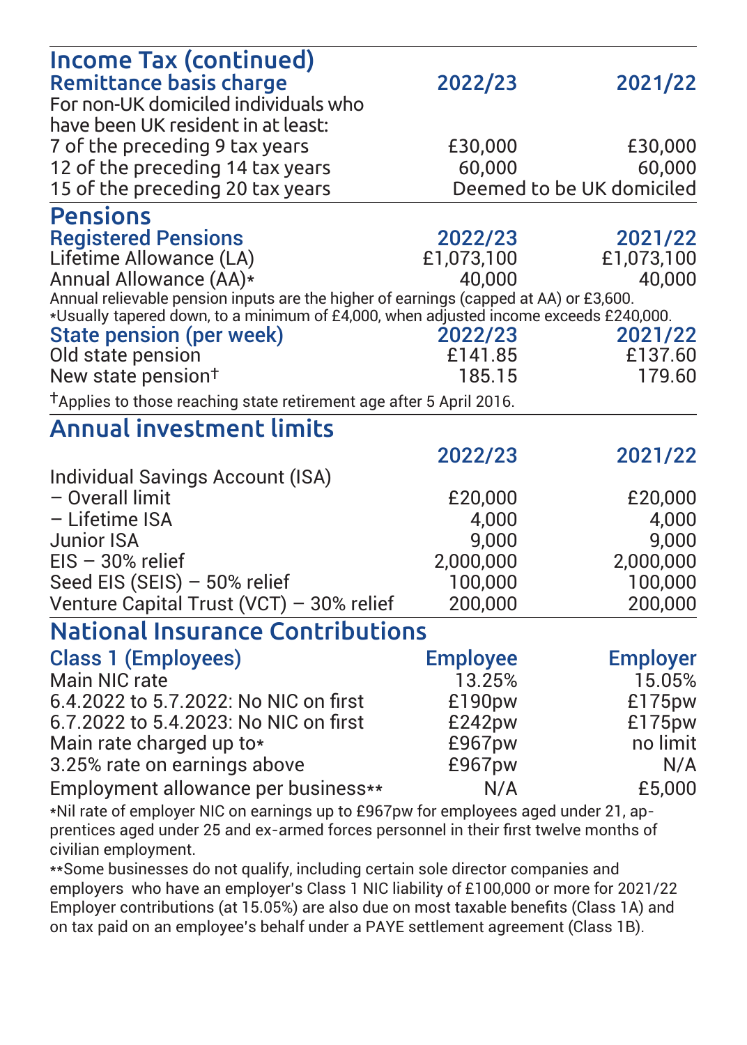## Income Tax (continued)

| Remittance basis charge | 2022/23 | 2021/22 |
|---|---|---|
| For non-UK domiciled individuals who have been UK resident in at least: | | |
| 7 of the preceding 9 tax years | £30,000 | £30,000 |
| 12 of the preceding 14 tax years | 60,000 | 60,000 |
| 15 of the preceding 20 tax years | Deemed to be UK domiciled | |

## Pensions

| Registered Pensions | 2022/23 | 2021/22 |
|---|---|---|
| Lifetime Allowance (LA) | £1,073,100 | £1,073,100 |
| Annual Allowance (AA)* | 40,000 | 40,000 |

Annual relievable pension inputs are the higher of earnings (capped at AA) or £3,600.
*Usually tapered down, to a minimum of £4,000, when adjusted income exceeds £240,000.

| State pension (per week) | 2022/23 | 2021/22 |
|---|---|---|
| Old state pension | £141.85 | £137.60 |
| New state pension† | 185.15 | 179.60 |

†Applies to those reaching state retirement age after 5 April 2016.

## Annual investment limits

| | 2022/23 | 2021/22 |
|---|---|---|
| Individual Savings Account (ISA) | | |
| – Overall limit | £20,000 | £20,000 |
| – Lifetime ISA | 4,000 | 4,000 |
| Junior ISA | 9,000 | 9,000 |
| EIS – 30% relief | 2,000,000 | 2,000,000 |
| Seed EIS (SEIS) – 50% relief | 100,000 | 100,000 |
| Venture Capital Trust (VCT) – 30% relief | 200,000 | 200,000 |

## National Insurance Contributions

| Class 1 (Employees) | Employee | Employer |
|---|---|---|
| Main NIC rate | 13.25% | 15.05% |
| 6.4.2022 to 5.7.2022: No NIC on first | £190pw | £175pw |
| 6.7.2022 to 5.4.2023: No NIC on first | £242pw | £175pw |
| Main rate charged up to* | £967pw | no limit |
| 3.25% rate on earnings above | £967pw | N/A |
| Employment allowance per business** | N/A | £5,000 |

*Nil rate of employer NIC on earnings up to £967pw for employees aged under 21, apprentices aged under 25 and ex-armed forces personnel in their first twelve months of civilian employment.

**Some businesses do not qualify, including certain sole director companies and employers who have an employer's Class 1 NIC liability of £100,000 or more for 2021/22

Employer contributions (at 15.05%) are also due on most taxable benefits (Class 1A) and on tax paid on an employee's behalf under a PAYE settlement agreement (Class 1B).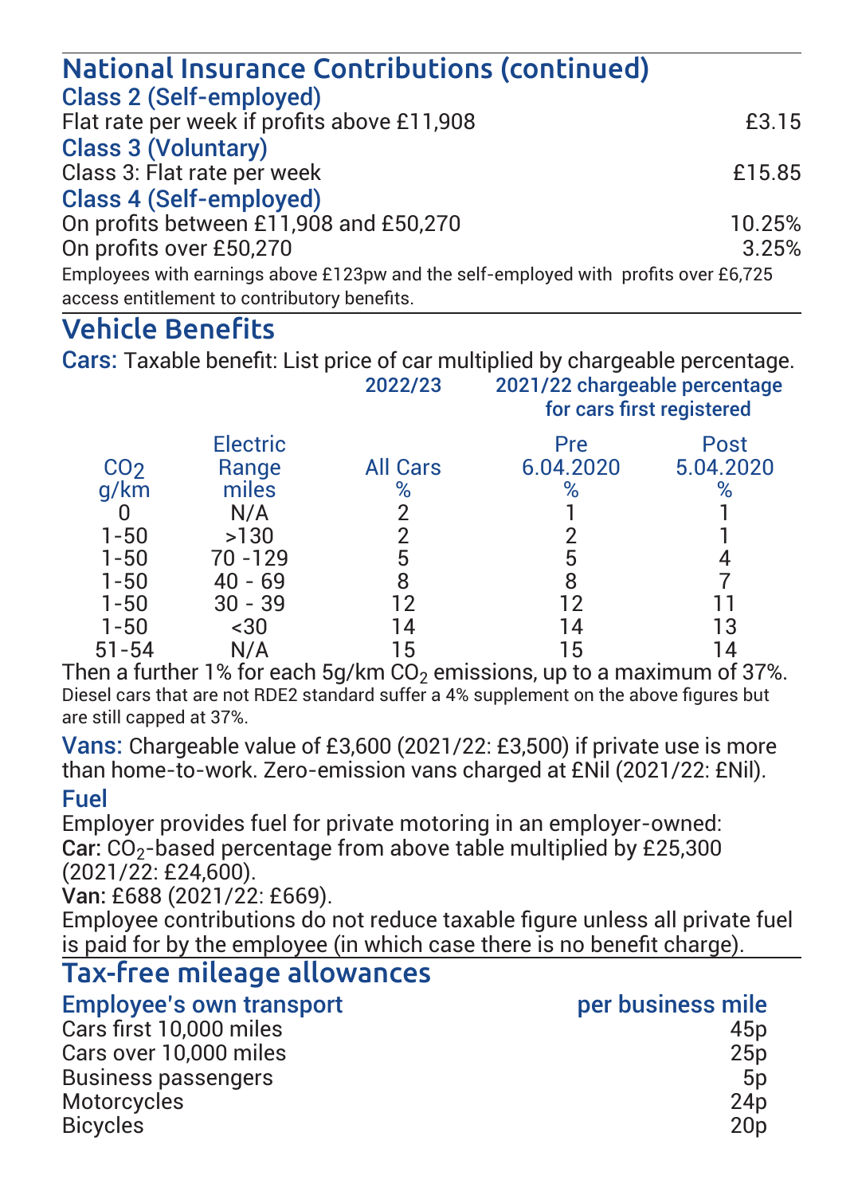## National Insurance Contributions (continued)

### Class 2 (Self-employed)

| | |
|---|---|
| Flat rate per week if profits above £11,908 | £3.15 |

### Class 3 (Voluntary)

| | |
|---|---|
| Class 3: Flat rate per week | £15.85 |

### Class 4 (Self-employed)

| | |
|---|---|
| On profits between £11,908 and £50,270 | 10.25% |
| On profits over £50,270 | 3.25% |

Employees with earnings above £123pw and the self-employed with profits over £6,725 access entitlement to contributory benefits.

## Vehicle Benefits

**Cars:** Taxable benefit: List price of car multiplied by chargeable percentage.

| | | 2022/23 | 2021/22 chargeable percentage for cars first registered | |
|---|---|---|---|---|
| $CO_2$ g/km | Electric Range miles | All Cars % | Pre 6.04.2020 % | Post 5.04.2020 % |
| 0 | N/A | 2 | 1 | 1 |
| 1-50 | >130 | 2 | 2 | 1 |
| 1-50 | 70 -129 | 5 | 5 | 4 |
| 1-50 | 40 - 69 | 8 | 8 | 7 |
| 1-50 | 30 - 39 | 12 | 12 | 11 |
| 1-50 | <30 | 14 | 14 | 13 |
| 51-54 | N/A | 15 | 15 | 14 |

Then a further 1% for each 5g/km $CO_2$ emissions, up to a maximum of 37%.

Diesel cars that are not RDE2 standard suffer a 4% supplement on the above figures but are still capped at 37%.

**Vans:** Chargeable value of £3,600 (2021/22: £3,500) if private use is more than home-to-work. Zero-emission vans charged at £Nil (2021/22: £Nil).

### Fuel

Employer provides fuel for private motoring in an employer-owned:

**Car:** $CO_2$-based percentage from above table multiplied by £25,300 (2021/22: £24,600).

**Van:** £688 (2021/22: £669).

Employee contributions do not reduce taxable figure unless all private fuel is paid for by the employee (in which case there is no benefit charge).

## Tax-free mileage allowances

| Employee's own transport | per business mile |
|---|---|
| Cars first 10,000 miles | 45p |
| Cars over 10,000 miles | 25p |
| Business passengers | 5p |
| Motorcycles | 24p |
| Bicycles | 20p |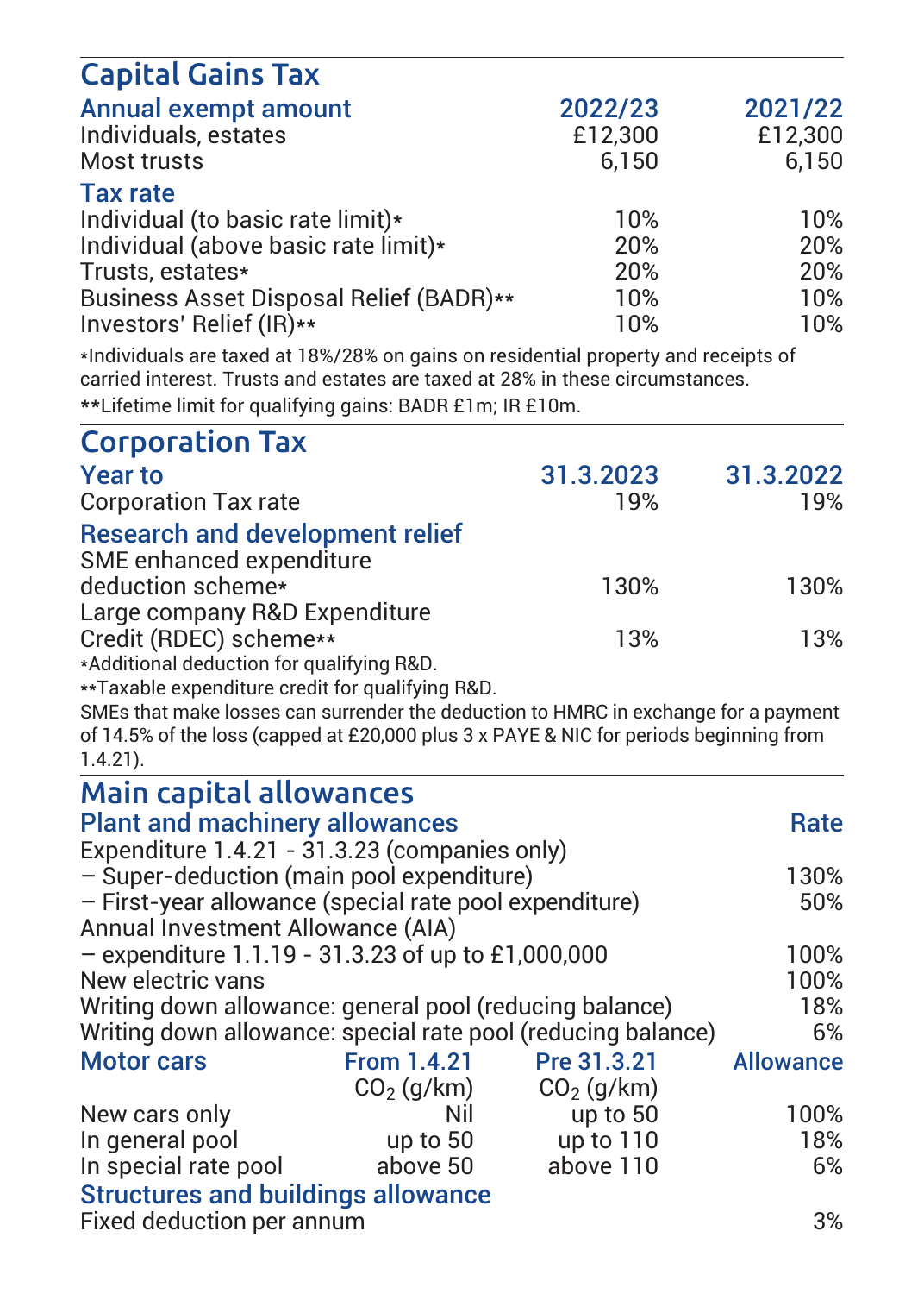## Capital Gains Tax

| Annual exempt amount | 2022/23 | 2021/22 |
|---|---|---|
| Individuals, estates | £12,300 | £12,300 |
| Most trusts | 6,150 | 6,150 |
| **Tax rate** | | |
| Individual (to basic rate limit)* | 10% | 10% |
| Individual (above basic rate limit)* | 20% | 20% |
| Trusts, estates* | 20% | 20% |
| Business Asset Disposal Relief (BADR)** | 10% | 10% |
| Investors' Relief (IR)** | 10% | 10% |

*Individuals are taxed at 18%/28% on gains on residential property and receipts of carried interest. Trusts and estates are taxed at 28% in these circumstances.

**Lifetime limit for qualifying gains: BADR £1m; IR £10m.

## Corporation Tax

| Year to | 31.3.2023 | 31.3.2022 |
|---|---|---|
| Corporation Tax rate | 19% | 19% |
| **Research and development relief** | | |
| SME enhanced expenditure deduction scheme* | 130% | 130% |
| Large company R&D Expenditure Credit (RDEC) scheme** | 13% | 13% |

*Additional deduction for qualifying R&D.

**Taxable expenditure credit for qualifying R&D.

SMEs that make losses can surrender the deduction to HMRC in exchange for a payment of 14.5% of the loss (capped at £20,000 plus 3 x PAYE & NIC for periods beginning from 1.4.21).

## Main capital allowances

| Plant and machinery allowances | Rate |
|---|---|
| Expenditure 1.4.21 - 31.3.23 (companies only) | |
| – Super-deduction (main pool expenditure) | 130% |
| – First-year allowance (special rate pool expenditure) | 50% |
| Annual Investment Allowance (AIA) | |
| – expenditure 1.1.19 - 31.3.23 of up to £1,000,000 | 100% |
| New electric vans | 100% |
| Writing down allowance: general pool (reducing balance) | 18% |
| Writing down allowance: special rate pool (reducing balance) | 6% |

| Motor cars | From 1.4.21 $CO_2$ (g/km) | Pre 31.3.21 $CO_2$ (g/km) | Allowance |
|---|---|---|---|
| New cars only | Nil | up to 50 | 100% |
| In general pool | up to 50 | up to 110 | 18% |
| In special rate pool | above 50 | above 110 | 6% |

| Structures and buildings allowance | |
|---|---|
| Fixed deduction per annum | 3% |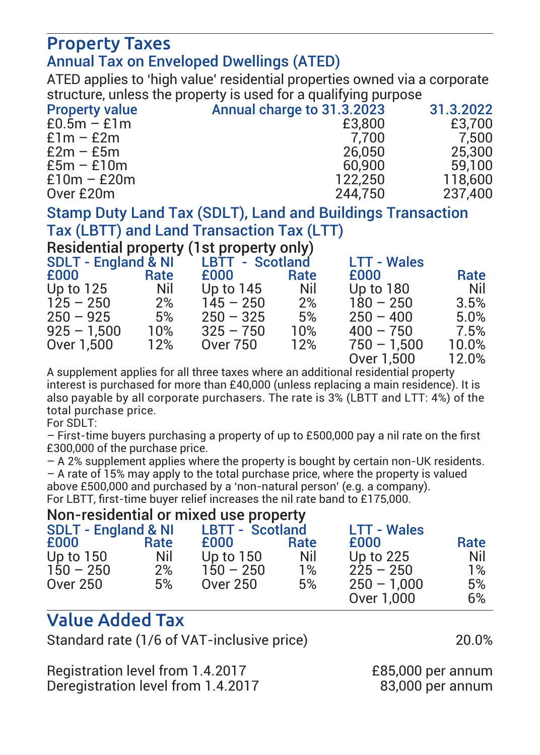# Property Taxes

## Annual Tax on Enveloped Dwellings (ATED)

ATED applies to 'high value' residential properties owned via a corporate structure, unless the property is used for a qualifying purpose

| Property value | Annual charge to 31.3.2023 | 31.3.2022 |
|---|---|---|
| £0.5m – £1m | £3,800 | £3,700 |
| £1m – £2m | 7,700 | 7,500 |
| £2m – £5m | 26,050 | 25,300 |
| £5m – £10m | 60,900 | 59,100 |
| £10m – £20m | 122,250 | 118,600 |
| Over £20m | 244,750 | 237,400 |

## Stamp Duty Land Tax (SDLT), Land and Buildings Transaction Tax (LBTT) and Land Transaction Tax (LTT)

### Residential property (1st property only)

| SDLT - England & NI | | LBTT - Scotland | | LTT - Wales | |
|---|---|---|---|---|---|
| £000 | Rate | £000 | Rate | £000 | Rate |
| Up to 125 | Nil | Up to 145 | Nil | Up to 180 | Nil |
| 125 – 250 | 2% | 145 – 250 | 2% | 180 – 250 | 3.5% |
| 250 – 925 | 5% | 250 – 325 | 5% | 250 – 400 | 5.0% |
| 925 – 1,500 | 10% | 325 – 750 | 10% | 400 – 750 | 7.5% |
| Over 1,500 | 12% | Over 750 | 12% | 750 – 1,500 | 10.0% |
| | | | | Over 1,500 | 12.0% |

A supplement applies for all three taxes where an additional residential property interest is purchased for more than £40,000 (unless replacing a main residence). It is also payable by all corporate purchasers. The rate is 3% (LBTT and LTT: 4%) of the total purchase price.

For SDLT:

– First-time buyers purchasing a property of up to £500,000 pay a nil rate on the first £300,000 of the purchase price.

– A 2% supplement applies where the property is bought by certain non-UK residents.

– A rate of 15% may apply to the total purchase price, where the property is valued above £500,000 and purchased by a 'non-natural person' (e.g. a company).

For LBTT, first-time buyer relief increases the nil rate band to £175,000.

### Non-residential or mixed use property

| SDLT - England & NI | | LBTT - Scotland | | LTT - Wales | |
|---|---|---|---|---|---|
| £000 | Rate | £000 | Rate | £000 | Rate |
| Up to 150 | Nil | Up to 150 | Nil | Up to 225 | Nil |
| 150 – 250 | 2% | 150 – 250 | 1% | 225 – 250 | 1% |
| Over 250 | 5% | Over 250 | 5% | 250 – 1,000 | 5% |
| | | | | Over 1,000 | 6% |

# Value Added Tax

| | |
|---|---|
| Standard rate (1/6 of VAT-inclusive price) | 20.0% |
| Registration level from 1.4.2017 | £85,000 per annum |
| Deregistration level from 1.4.2017 | 83,000 per annum |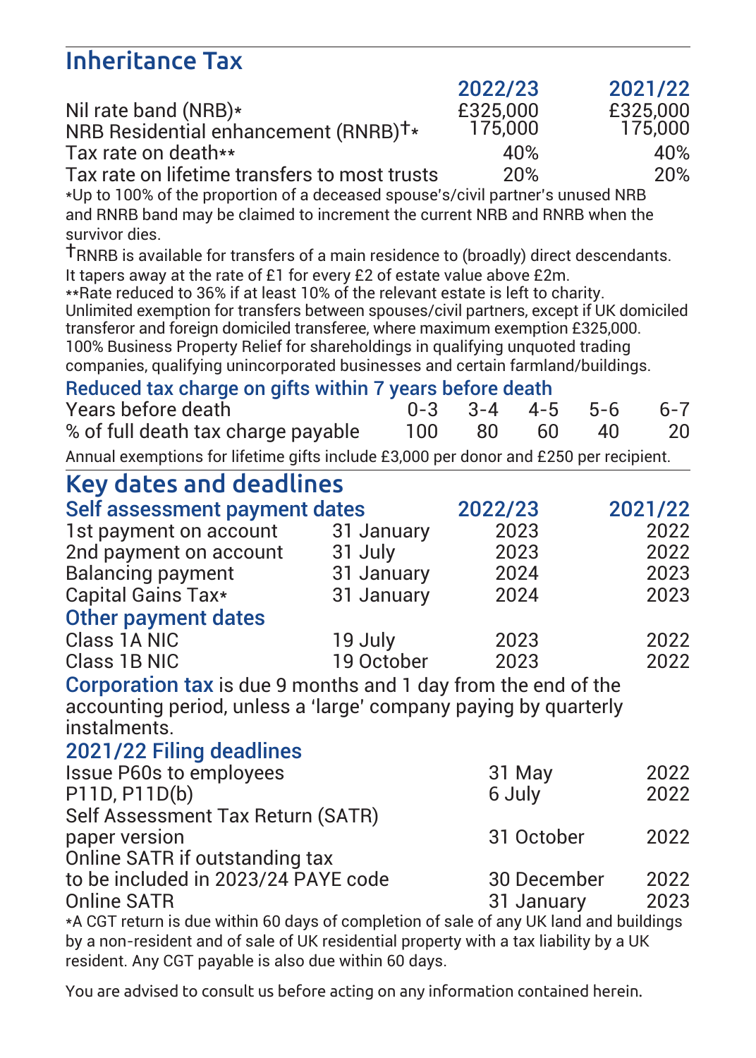## Inheritance Tax

| | 2022/23 | 2021/22 |
|---|---|---|
| Nil rate band (NRB)* | £325,000 | £325,000 |
| NRB Residential enhancement (RNRB)†* | 175,000 | 175,000 |
| Tax rate on death** | 40% | 40% |
| Tax rate on lifetime transfers to most trusts | 20% | 20% |

*Up to 100% of the proportion of a deceased spouse's/civil partner's unused NRB and RNRB band may be claimed to increment the current NRB and RNRB when the survivor dies.

†RNRB is available for transfers of a main residence to (broadly) direct descendants. It tapers away at the rate of £1 for every £2 of estate value above £2m.

**Rate reduced to 36% if at least 10% of the relevant estate is left to charity.

Unlimited exemption for transfers between spouses/civil partners, except if UK domiciled transferor and foreign domiciled transferee, where maximum exemption £325,000.

100% Business Property Relief for shareholdings in qualifying unquoted trading companies, qualifying unincorporated businesses and certain farmland/buildings.

### Reduced tax charge on gifts within 7 years before death

| Years before death | 0-3 | 3-4 | 4-5 | 5-6 | 6-7 |
|---|---|---|---|---|---|
| % of full death tax charge payable | 100 | 80 | 60 | 40 | 20 |

Annual exemptions for lifetime gifts include £3,000 per donor and £250 per recipient.

## Key dates and deadlines

### Self assessment payment dates

| | | 2022/23 | 2021/22 |
|---|---|---|---|
| 1st payment on account | 31 January | 2023 | 2022 |
| 2nd payment on account | 31 July | 2023 | 2022 |
| Balancing payment | 31 January | 2024 | 2023 |
| Capital Gains Tax* | 31 January | 2024 | 2023 |

### Other payment dates

| | | 2022/23 | 2021/22 |
|---|---|---|---|
| Class 1A NIC | 19 July | 2023 | 2022 |
| Class 1B NIC | 19 October | 2023 | 2022 |

**Corporation tax** is due 9 months and 1 day from the end of the accounting period, unless a 'large' company paying by quarterly instalments.

### 2021/22 Filing deadlines

| | | |
|---|---|---|
| Issue P60s to employees | 31 May | 2022 |
| P11D, P11D(b) | 6 July | 2022 |
| Self Assessment Tax Return (SATR) paper version | 31 October | 2022 |
| Online SATR if outstanding tax to be included in 2023/24 PAYE code | 30 December | 2022 |
| Online SATR | 31 January | 2023 |

*A CGT return is due within 60 days of completion of sale of any UK land and buildings by a non-resident and of sale of UK residential property with a tax liability by a UK resident. Any CGT payable is also due within 60 days.

You are advised to consult us before acting on any information contained herein.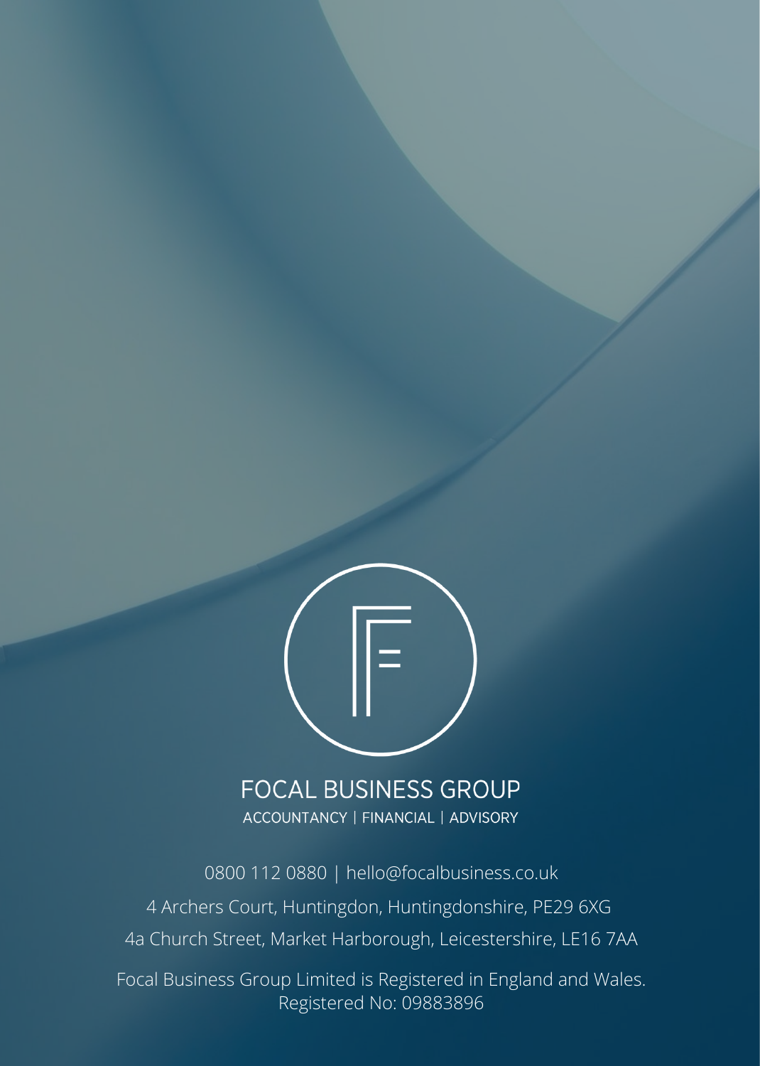FOCAL BUSINESS GROUP

ACCOUNTANCY | FINANCIAL | ADVISORY

0800 112 0880 | hello@focalbusiness.co.uk

4 Archers Court, Huntingdon, Huntingdonshire, PE29 6XG

4a Church Street, Market Harborough, Leicestershire, LE16 7AA

Focal Business Group Limited is Registered in England and Wales.
Registered No: 09883896